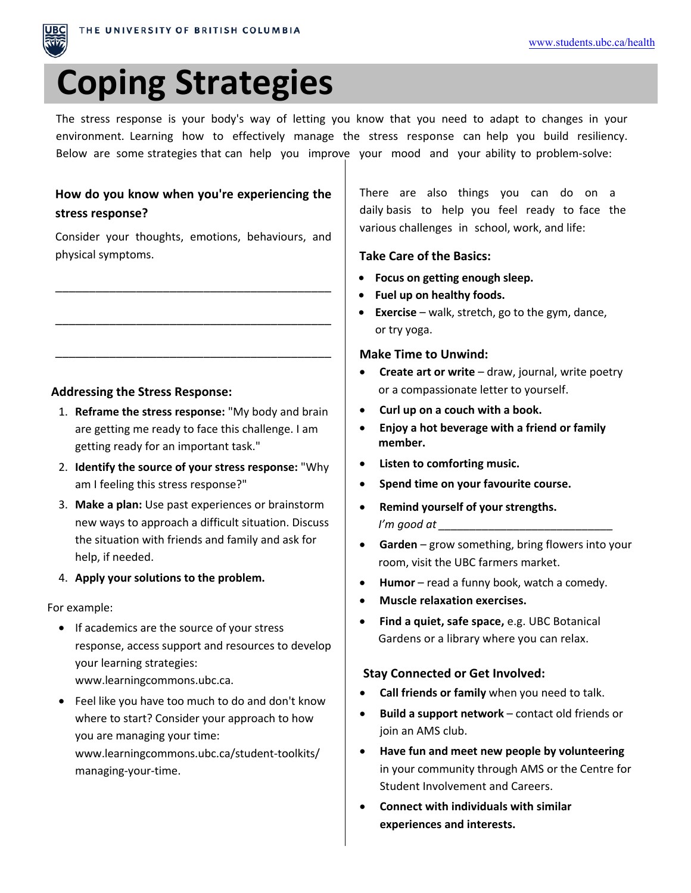THE UNIVERSITY OF BRITISH COLUMBIA

www.students.ubc.ca/health

# Coping Strategies

The stress response is your body's way of letting you know that you need to adapt to changes in your environment. Learning how to effectively manage the stress response can help you build resiliency. Below are some strategies that can help you improve your mood and your ability to problem-solve:

### How do you know when you're experiencing the stress response?

Consider your thoughts, emotions, behaviours, and physical symptoms.

_____________________________________________

_____________________________________________

_____________________________________________

### Addressing the Stress Response:

1. **Reframe the stress response:** "My body and brain are getting me ready to face this challenge. I am getting ready for an important task."
2. **Identify the source of your stress response:** "Why am I feeling this stress response?"
3. **Make a plan:** Use past experiences or brainstorm new ways to approach a difficult situation. Discuss the situation with friends and family and ask for help, if needed.
4. **Apply your solutions to the problem.**

For example:

- If academics are the source of your stress response, access support and resources to develop your learning strategies: www.learningcommons.ubc.ca.
- Feel like you have too much to do and don't know where to start? Consider your approach to how you are managing your time: www.learningcommons.ubc.ca/student-toolkits/managing-your-time.

There are also things you can do on a daily basis to help you feel ready to face the various challenges in school, work, and life:

### Take Care of the Basics:

- **Focus on getting enough sleep.**
- **Fuel up on healthy foods.**
- **Exercise** – walk, stretch, go to the gym, dance, or try yoga.

### Make Time to Unwind:

- **Create art or write** – draw, journal, write poetry or a compassionate letter to yourself.
- **Curl up on a couch with a book.**
- **Enjoy a hot beverage with a friend or family member.**
- **Listen to comforting music.**
- **Spend time on your favourite course.**
- **Remind yourself of your strengths.** *I'm good at* ____________________________
- **Garden** – grow something, bring flowers into your room, visit the UBC farmers market.
- **Humor** – read a funny book, watch a comedy.
- **Muscle relaxation exercises.**
- **Find a quiet, safe space,** e.g. UBC Botanical Gardens or a library where you can relax.

### Stay Connected or Get Involved:

- **Call friends or family** when you need to talk.
- **Build a support network** – contact old friends or join an AMS club.
- **Have fun and meet new people by volunteering** in your community through AMS or the Centre for Student Involvement and Careers.
- **Connect with individuals with similar experiences and interests.**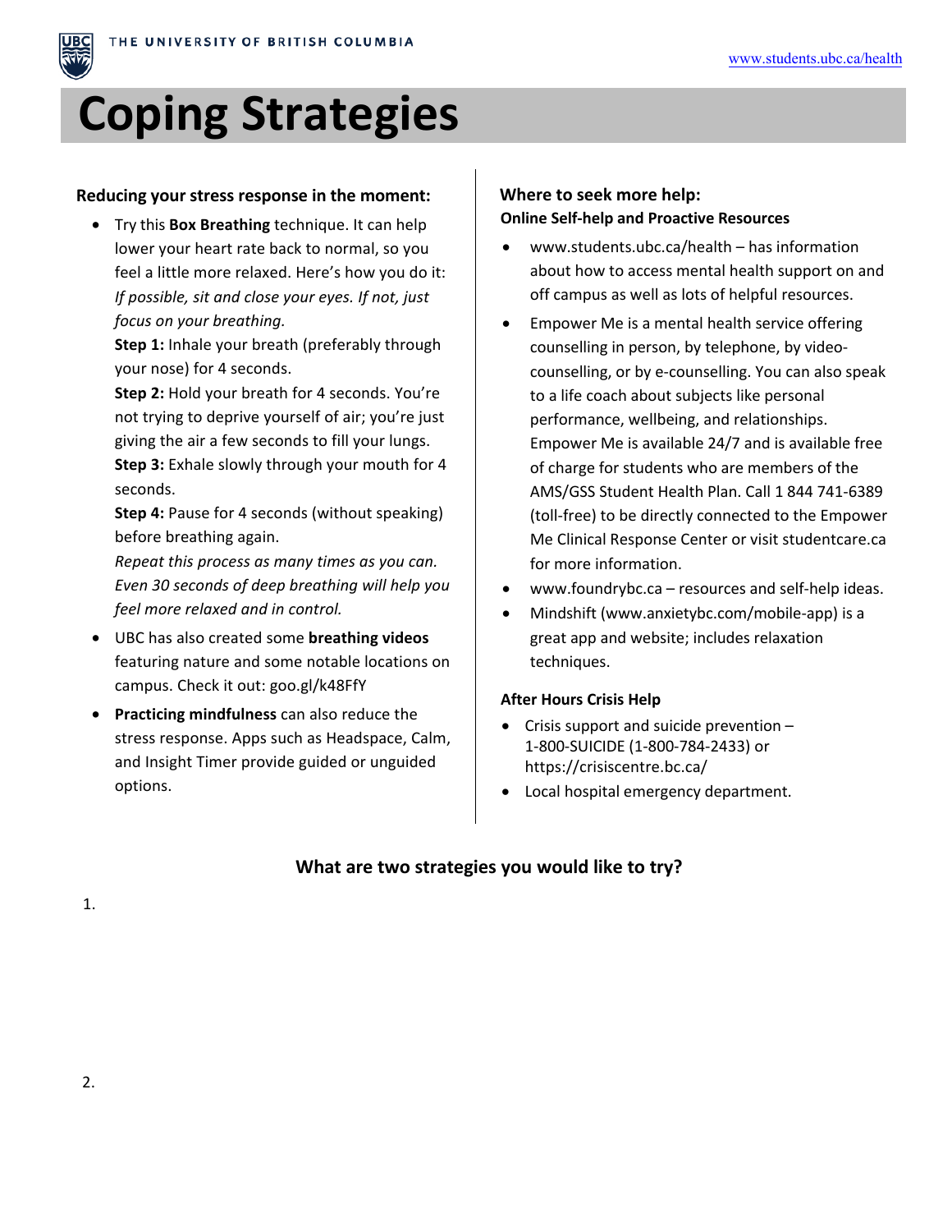# Coping Strategies

**Reducing your stress response in the moment:**

- Try this **Box Breathing** technique. It can help lower your heart rate back to normal, so you feel a little more relaxed. Here's how you do it:
  *If possible, sit and close your eyes. If not, just focus on your breathing.*
  **Step 1:** Inhale your breath (preferably through your nose) for 4 seconds.
  **Step 2:** Hold your breath for 4 seconds. You're not trying to deprive yourself of air; you're just giving the air a few seconds to fill your lungs.
  **Step 3:** Exhale slowly through your mouth for 4 seconds.
  **Step 4:** Pause for 4 seconds (without speaking) before breathing again.
  *Repeat this process as many times as you can. Even 30 seconds of deep breathing will help you feel more relaxed and in control.*
- UBC has also created some **breathing videos** featuring nature and some notable locations on campus. Check it out: goo.gl/k48FfY
- **Practicing mindfulness** can also reduce the stress response. Apps such as Headspace, Calm, and Insight Timer provide guided or unguided options.

## Where to seek more help:

**Online Self-help and Proactive Resources**

- www.students.ubc.ca/health – has information about how to access mental health support on and off campus as well as lots of helpful resources.
- Empower Me is a mental health service offering counselling in person, by telephone, by video-counselling, or by e-counselling. You can also speak to a life coach about subjects like personal performance, wellbeing, and relationships. Empower Me is available 24/7 and is available free of charge for students who are members of the AMS/GSS Student Health Plan. Call 1 844 741-6389 (toll-free) to be directly connected to the Empower Me Clinical Response Center or visit studentcare.ca for more information.
- www.foundrybc.ca – resources and self-help ideas.
- Mindshift (www.anxietybc.com/mobile-app) is a great app and website; includes relaxation techniques.

**After Hours Crisis Help**

- Crisis support and suicide prevention – 1-800-SUICIDE (1-800-784-2433) or https://crisiscentre.bc.ca/
- Local hospital emergency department.

**What are two strategies you would like to try?**

1.

2.